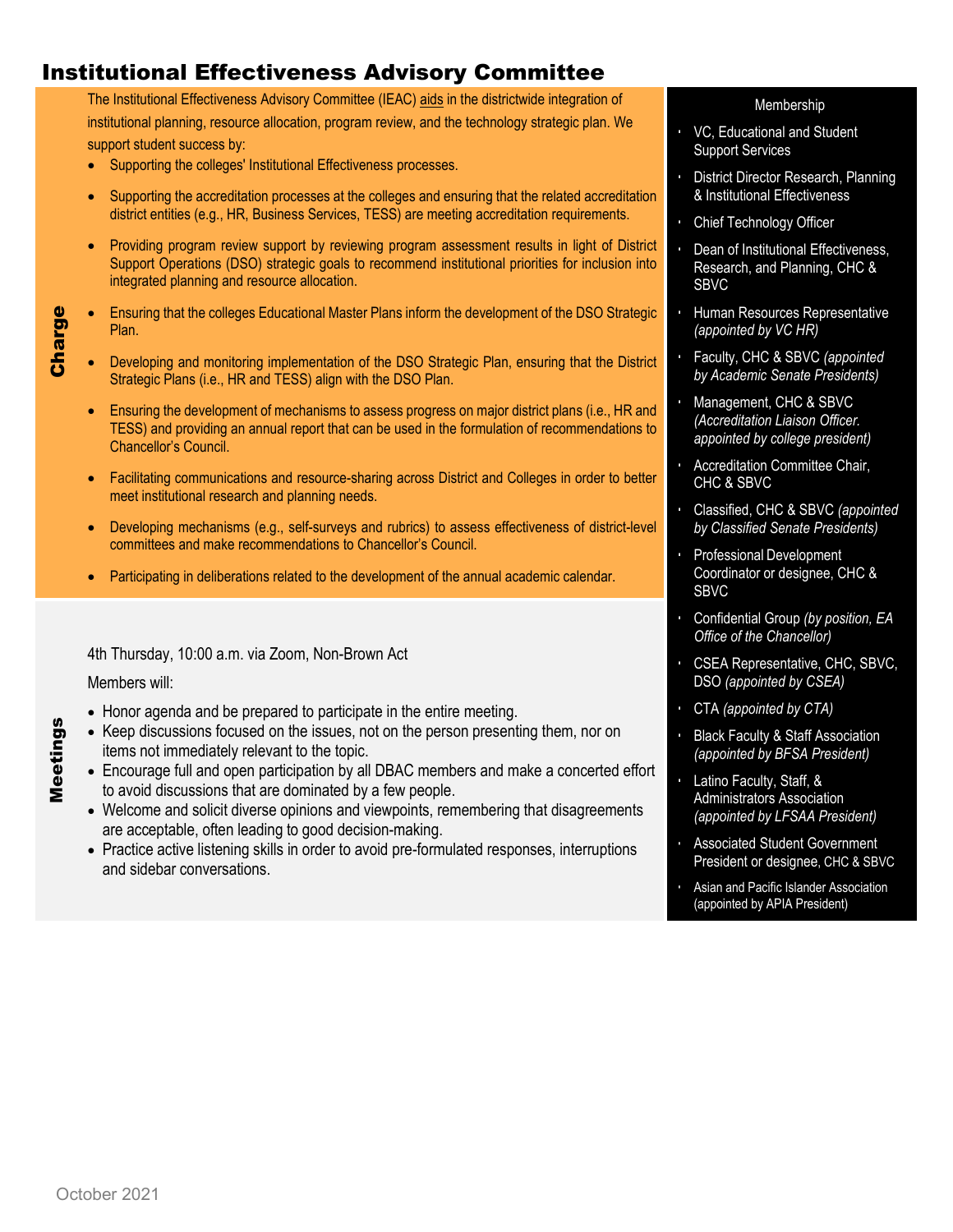# Institutional Effectiveness Advisory Committee

## Charge

The Institutional Effectiveness Advisory Committee (IEAC) aids in the districtwide integration of institutional planning, resource allocation, program review, and the technology strategic plan. We support student success by:

- Supporting the colleges' Institutional Effectiveness processes.
- Supporting the accreditation processes at the colleges and ensuring that the related accreditation district entities (e.g., HR, Business Services, TESS) are meeting accreditation requirements.
- Providing program review support by reviewing program assessment results in light of District Support Operations (DSO) strategic goals to recommend institutional priorities for inclusion into integrated planning and resource allocation.
- Ensuring that the colleges Educational Master Plans inform the development of the DSO Strategic Plan.
- Developing and monitoring implementation of the DSO Strategic Plan, ensuring that the District Strategic Plans (i.e., HR and TESS) align with the DSO Plan.
- Ensuring the development of mechanisms to assess progress on major district plans (i.e., HR and TESS) and providing an annual report that can be used in the formulation of recommendations to Chancellor's Council.
- Facilitating communications and resource-sharing across District and Colleges in order to better meet institutional research and planning needs.
- Developing mechanisms (e.g., self-surveys and rubrics) to assess effectiveness of district-level committees and make recommendations to Chancellor's Council.
- Participating in deliberations related to the development of the annual academic calendar.

## Meetings

4th Thursday, 10:00 a.m. via Zoom, Non-Brown Act

Members will:

- Honor agenda and be prepared to participate in the entire meeting.
- Keep discussions focused on the issues, not on the person presenting them, nor on items not immediately relevant to the topic.
- Encourage full and open participation by all DBAC members and make a concerted effort to avoid discussions that are dominated by a few people.
- Welcome and solicit diverse opinions and viewpoints, remembering that disagreements are acceptable, often leading to good decision-making.
- Practice active listening skills in order to avoid pre-formulated responses, interruptions and sidebar conversations.

## Membership

- VC, Educational and Student Support Services
- District Director Research, Planning & Institutional Effectiveness
- Chief Technology Officer
- Dean of Institutional Effectiveness, Research, and Planning, CHC & SBVC
- Human Resources Representative *(appointed by VC HR)*
- Faculty, CHC & SBVC *(appointed by Academic Senate Presidents)*
- Management, CHC & SBVC *(Accreditation Liaison Officer. appointed by college president)*
- Accreditation Committee Chair, CHC & SBVC
- Classified, CHC & SBVC *(appointed by Classified Senate Presidents)*
- Professional Development Coordinator or designee, CHC & SBVC
- Confidential Group *(by position, EA Office of the Chancellor)*
- CSEA Representative, CHC, SBVC, DSO *(appointed by CSEA)*
- CTA *(appointed by CTA)*
- Black Faculty & Staff Association *(appointed by BFSA President)*
- Latino Faculty, Staff, & Administrators Association *(appointed by LFSAA President)*
- Associated Student Government President or designee, CHC & SBVC
- Asian and Pacific Islander Association (appointed by APIA President)

October 2021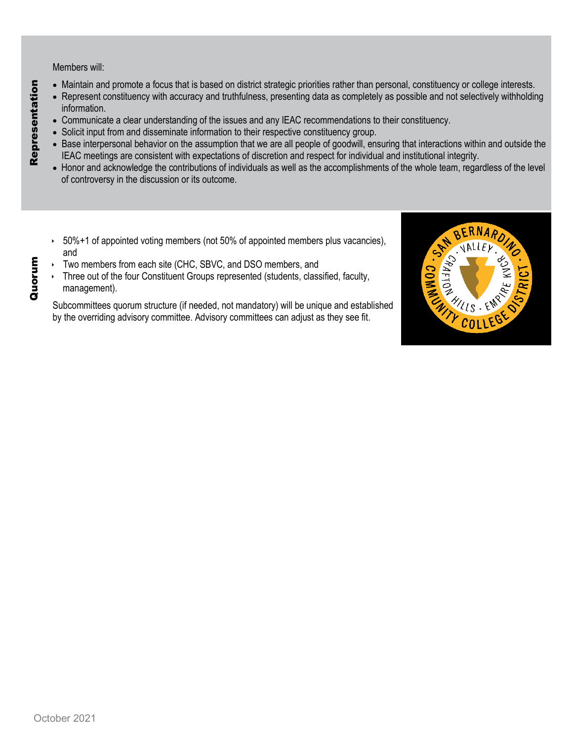## Representation

Members will:

- Maintain and promote a focus that is based on district strategic priorities rather than personal, constituency or college interests.
- Represent constituency with accuracy and truthfulness, presenting data as completely as possible and not selectively withholding information.
- Communicate a clear understanding of the issues and any IEAC recommendations to their constituency.
- Solicit input from and disseminate information to their respective constituency group.
- Base interpersonal behavior on the assumption that we are all people of goodwill, ensuring that interactions within and outside the IEAC meetings are consistent with expectations of discretion and respect for individual and institutional integrity.
- Honor and acknowledge the contributions of individuals as well as the accomplishments of the whole team, regardless of the level of controversy in the discussion or its outcome.

## Quorum

- 50%+1 of appointed voting members (not 50% of appointed members plus vacancies), and
- Two members from each site (CHC, SBVC, and DSO members, and
- Three out of the four Constituent Groups represented (students, classified, faculty, management).

Subcommittees quorum stucture (if needed, not mandatory) will be unique and established by the overriding advisory committee. Advisory committees can adjust as they see fit.

October 2021